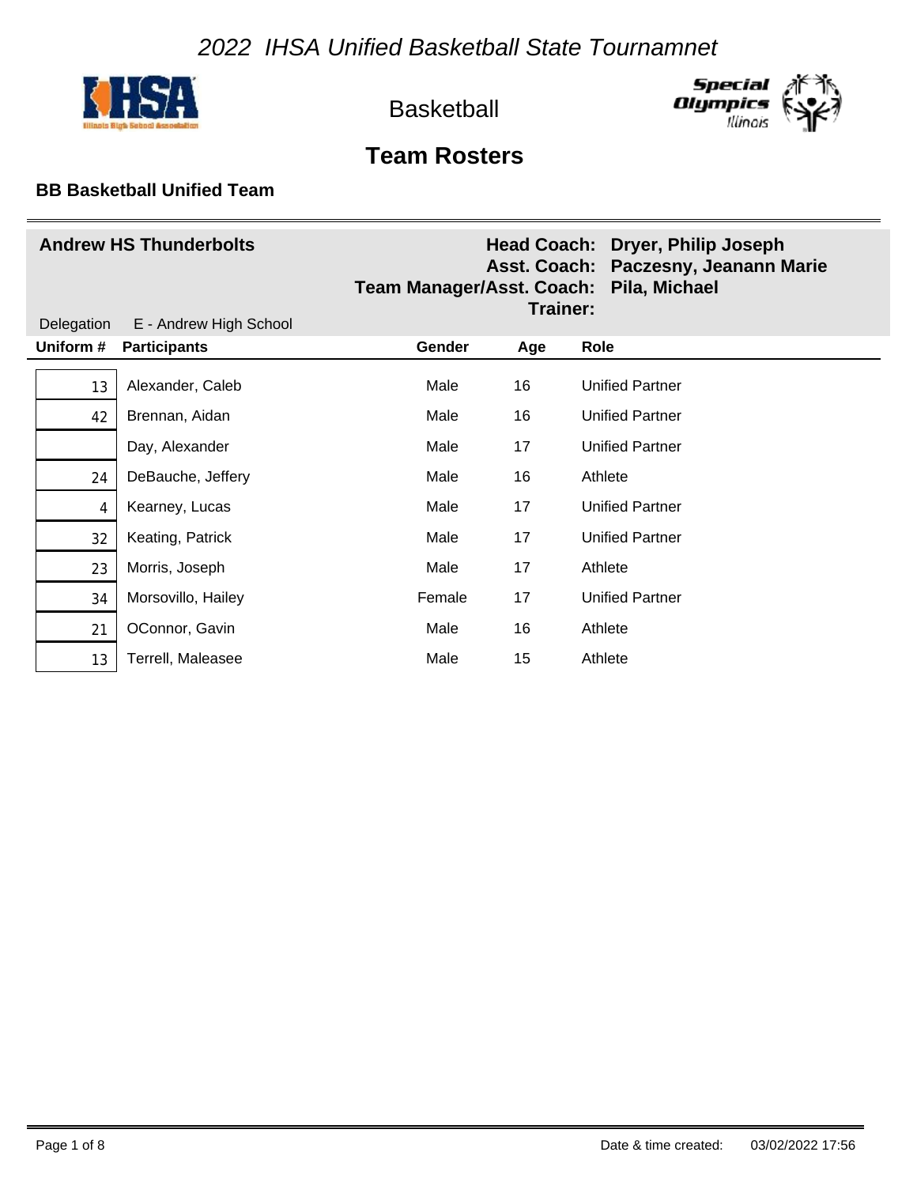# 2022 IHSA Unified Basketball State Tournamnet

Basketball

## Team Rosters

### BB Basketball Unified Team

**Andrew HS Thunderbolts**

**Head Coach:** Dryer, Philip Joseph
**Asst. Coach:** Paczesny, Jeanann Marie
**Team Manager/Asst. Coach:** Pila, Michael
**Trainer:**

Delegation E - Andrew High School

| Uniform # | Participants | Gender | Age | Role |
|---|---|---|---|---|
| 13 | Alexander, Caleb | Male | 16 | Unified Partner |
| 42 | Brennan, Aidan | Male | 16 | Unified Partner |
| | Day, Alexander | Male | 17 | Unified Partner |
| 24 | DeBauche, Jeffery | Male | 16 | Athlete |
| 4 | Kearney, Lucas | Male | 17 | Unified Partner |
| 32 | Keating, Patrick | Male | 17 | Unified Partner |
| 23 | Morris, Joseph | Male | 17 | Athlete |
| 34 | Morsovillo, Hailey | Female | 17 | Unified Partner |
| 21 | OConnor, Gavin | Male | 16 | Athlete |
| 13 | Terrell, Maleasee | Male | 15 | Athlete |

Date & time created: 03/02/2022 17:56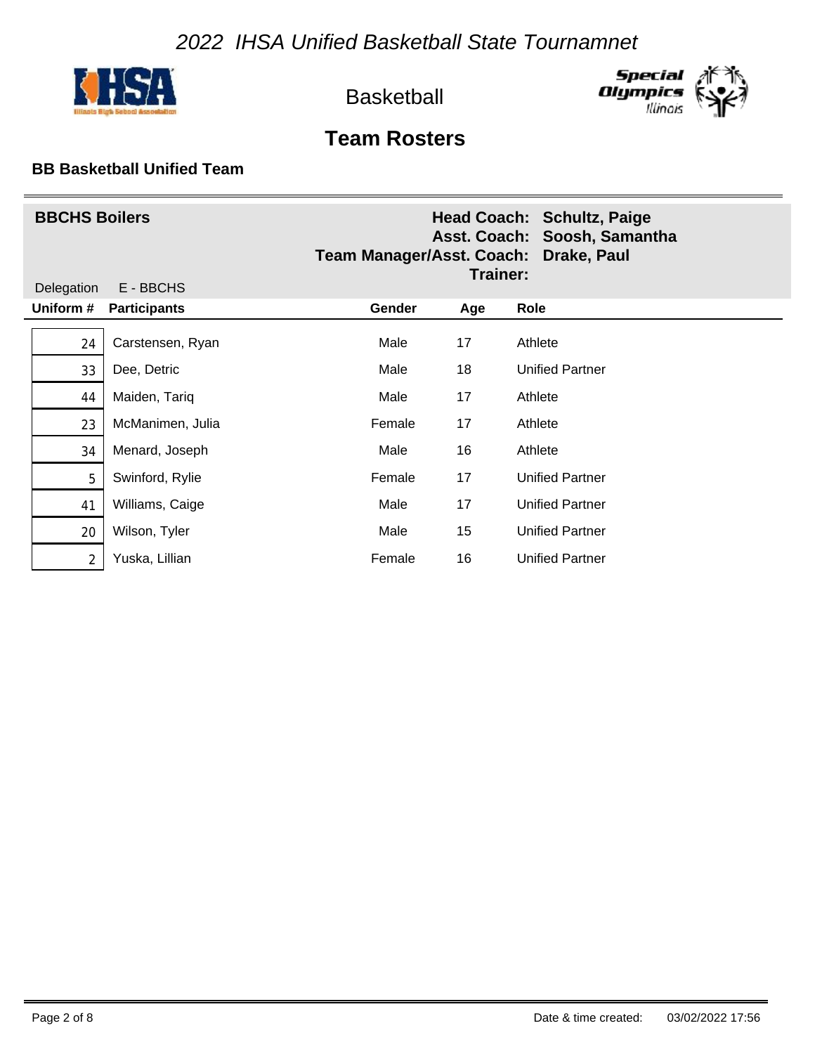# 2022 IHSA Unified Basketball State Tournamnet

Basketball

## Team Rosters

### BB Basketball Unified Team

**BBCHS Boilers**

**Head Coach:** Schultz, Paige
**Asst. Coach:** Soosh, Samantha
**Team Manager/Asst. Coach:** Drake, Paul
**Trainer:**

Delegation E - BBCHS

| Uniform # | Participants | Gender | Age | Role |
|---|---|---|---|---|
| 24 | Carstensen, Ryan | Male | 17 | Athlete |
| 33 | Dee, Detric | Male | 18 | Unified Partner |
| 44 | Maiden, Tariq | Male | 17 | Athlete |
| 23 | McManimen, Julia | Female | 17 | Athlete |
| 34 | Menard, Joseph | Male | 16 | Athlete |
| 5 | Swinford, Rylie | Female | 17 | Unified Partner |
| 41 | Williams, Caige | Male | 17 | Unified Partner |
| 20 | Wilson, Tyler | Male | 15 | Unified Partner |
| 2 | Yuska, Lillian | Female | 16 | Unified Partner |

Date & time created: 03/02/2022 17:56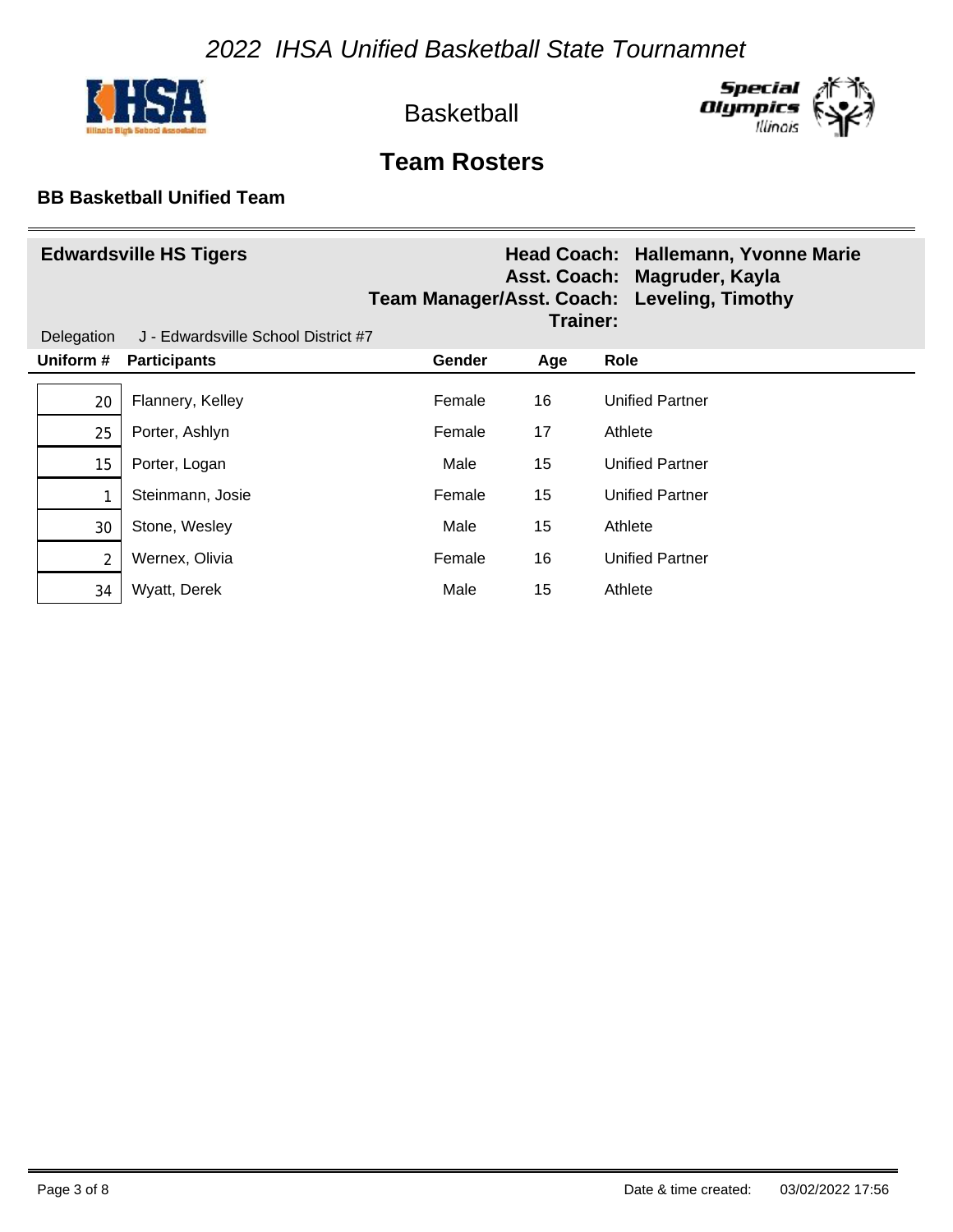# 2022 IHSA Unified Basketball State Tournamnet

Basketball

## Team Rosters

### BB Basketball Unified Team

**Edwardsville HS Tigers**

**Head Coach:** Hallemann, Yvonne Marie
**Asst. Coach:** Magruder, Kayla
**Team Manager/Asst. Coach:** Leveling, Timothy
**Trainer:**

Delegation J - Edwardsville School District #7

| Uniform # | Participants | Gender | Age | Role |
|---|---|---|---|---|
| 20 | Flannery, Kelley | Female | 16 | Unified Partner |
| 25 | Porter, Ashlyn | Female | 17 | Athlete |
| 15 | Porter, Logan | Male | 15 | Unified Partner |
| 1 | Steinmann, Josie | Female | 15 | Unified Partner |
| 30 | Stone, Wesley | Male | 15 | Athlete |
| 2 | Wernex, Olivia | Female | 16 | Unified Partner |
| 34 | Wyatt, Derek | Male | 15 | Athlete |

Date & time created: 03/02/2022 17:56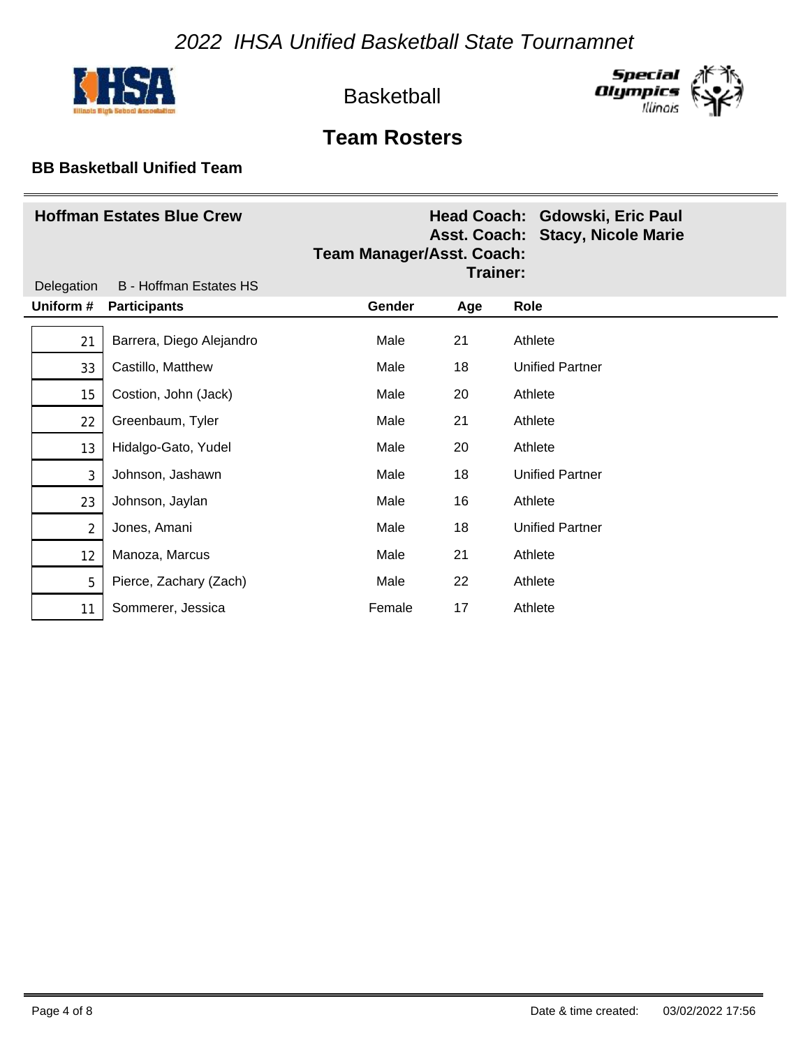# 2022 IHSA Unified Basketball State Tournamnet

Basketball

## Team Rosters

**BB Basketball Unified Team**

**Hoffman Estates Blue Crew**

**Head Coach:** **Gdowski, Eric Paul**
**Asst. Coach:** **Stacy, Nicole Marie**
**Team Manager/Asst. Coach:**
**Trainer:**

Delegation B - Hoffman Estates HS

| Uniform # | Participants | Gender | Age | Role |
|---|---|---|---|---|
| 21 | Barrera, Diego Alejandro | Male | 21 | Athlete |
| 33 | Castillo, Matthew | Male | 18 | Unified Partner |
| 15 | Costion, John (Jack) | Male | 20 | Athlete |
| 22 | Greenbaum, Tyler | Male | 21 | Athlete |
| 13 | Hidalgo-Gato, Yudel | Male | 20 | Athlete |
| 3 | Johnson, Jashawn | Male | 18 | Unified Partner |
| 23 | Johnson, Jaylan | Male | 16 | Athlete |
| 2 | Jones, Amani | Male | 18 | Unified Partner |
| 12 | Manoza, Marcus | Male | 21 | Athlete |
| 5 | Pierce, Zachary (Zach) | Male | 22 | Athlete |
| 11 | Sommerer, Jessica | Female | 17 | Athlete |

Date & time created: 03/02/2022 17:56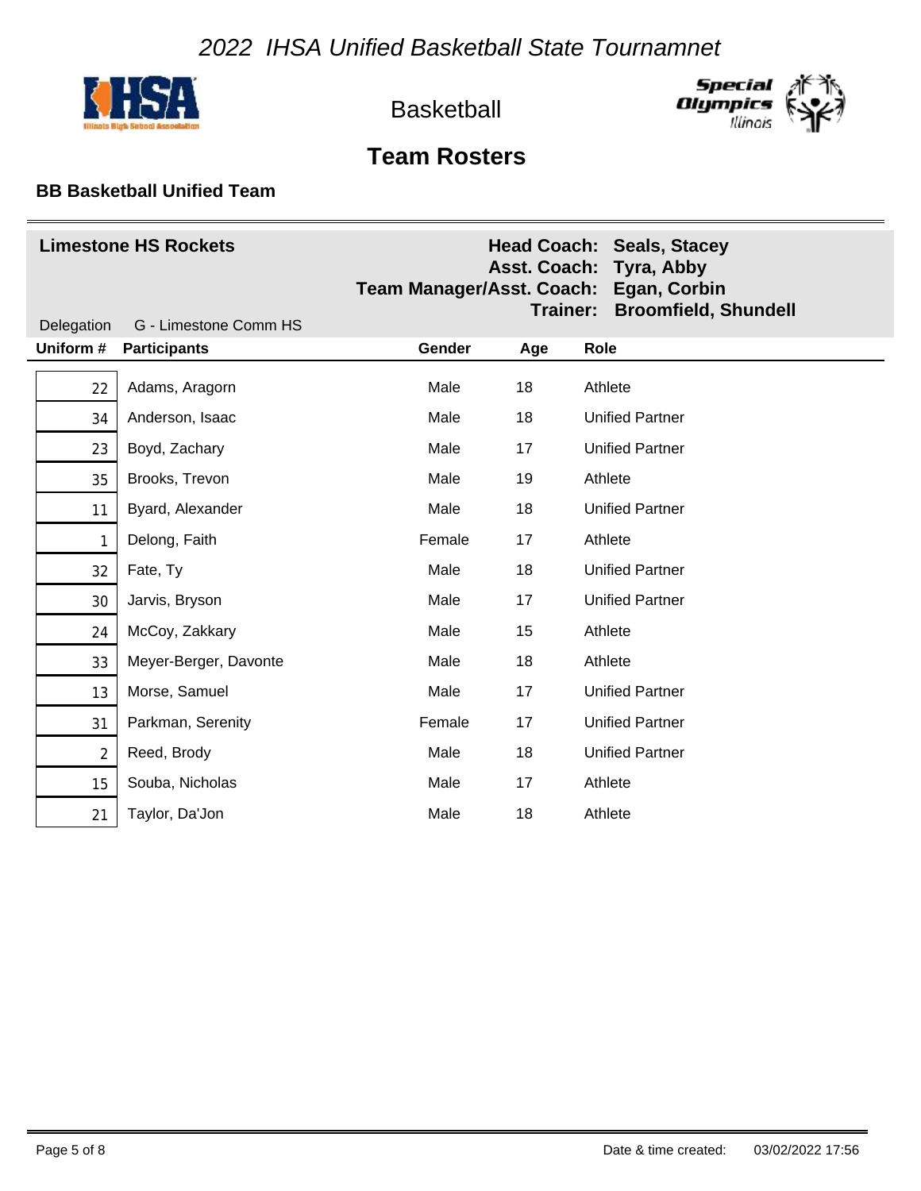*2022 IHSA Unified Basketball State Tournamnet*

Basketball

## Team Rosters

**BB Basketball Unified Team**

**Limestone HS Rockets**

**Head Coach:** **Seals, Stacey**
**Asst. Coach:** **Tyra, Abby**
**Team Manager/Asst. Coach:** **Egan, Corbin**
**Trainer:** **Broomfield, Shundell**

Delegation G - Limestone Comm HS

| Uniform # | Participants | Gender | Age | Role |
|---|---|---|---|---|
| 22 | Adams, Aragorn | Male | 18 | Athlete |
| 34 | Anderson, Isaac | Male | 18 | Unified Partner |
| 23 | Boyd, Zachary | Male | 17 | Unified Partner |
| 35 | Brooks, Trevon | Male | 19 | Athlete |
| 11 | Byard, Alexander | Male | 18 | Unified Partner |
| 1 | Delong, Faith | Female | 17 | Athlete |
| 32 | Fate, Ty | Male | 18 | Unified Partner |
| 30 | Jarvis, Bryson | Male | 17 | Unified Partner |
| 24 | McCoy, Zakkary | Male | 15 | Athlete |
| 33 | Meyer-Berger, Davonte | Male | 18 | Athlete |
| 13 | Morse, Samuel | Male | 17 | Unified Partner |
| 31 | Parkman, Serenity | Female | 17 | Unified Partner |
| 2 | Reed, Brody | Male | 18 | Unified Partner |
| 15 | Souba, Nicholas | Male | 17 | Athlete |
| 21 | Taylor, Da'Jon | Male | 18 | Athlete |

Date & time created: 03/02/2022 17:56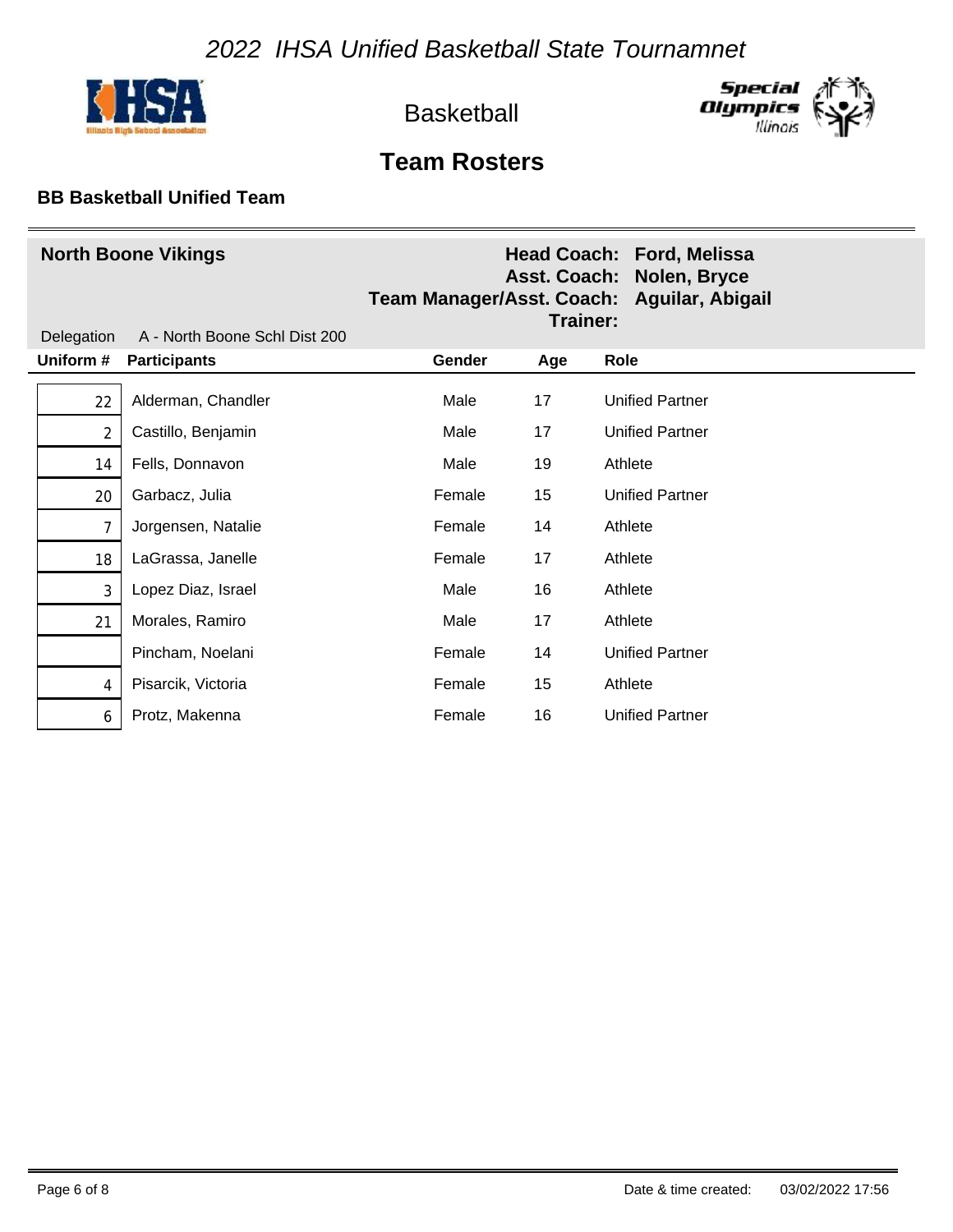# 2022 IHSA Unified Basketball State Tournamnet

Basketball

## Team Rosters

### BB Basketball Unified Team

**North Boone Vikings**

**Head Coach:** Ford, Melissa
**Asst. Coach:** Nolen, Bryce
**Team Manager/Asst. Coach:** Aguilar, Abigail
**Trainer:**

Delegation A - North Boone Schl Dist 200

| Uniform # | Participants | Gender | Age | Role |
|---|---|---|---|---|
| 22 | Alderman, Chandler | Male | 17 | Unified Partner |
| 2 | Castillo, Benjamin | Male | 17 | Unified Partner |
| 14 | Fells, Donnavon | Male | 19 | Athlete |
| 20 | Garbacz, Julia | Female | 15 | Unified Partner |
| 7 | Jorgensen, Natalie | Female | 14 | Athlete |
| 18 | LaGrassa, Janelle | Female | 17 | Athlete |
| 3 | Lopez Diaz, Israel | Male | 16 | Athlete |
| 21 | Morales, Ramiro | Male | 17 | Athlete |
| | Pincham, Noelani | Female | 14 | Unified Partner |
| 4 | Pisarcik, Victoria | Female | 15 | Athlete |
| 6 | Protz, Makenna | Female | 16 | Unified Partner |

Date & time created: 03/02/2022 17:56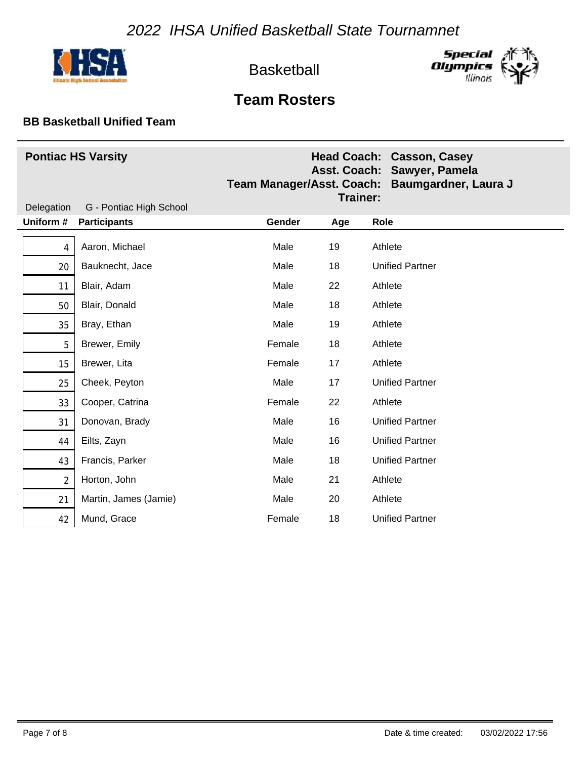# 2022 IHSA Unified Basketball State Tournamnet

Basketball

## Team Rosters

### BB Basketball Unified Team

**Pontiac HS Varsity**

**Head Coach:** Casson, Casey
**Asst. Coach:** Sawyer, Pamela
**Team Manager/Asst. Coach:** Baumgardner, Laura J
**Trainer:**

Delegation G - Pontiac High School

| Uniform # | Participants | Gender | Age | Role |
|---|---|---|---|---|
| 4 | Aaron, Michael | Male | 19 | Athlete |
| 20 | Bauknecht, Jace | Male | 18 | Unified Partner |
| 11 | Blair, Adam | Male | 22 | Athlete |
| 50 | Blair, Donald | Male | 18 | Athlete |
| 35 | Bray, Ethan | Male | 19 | Athlete |
| 5 | Brewer, Emily | Female | 18 | Athlete |
| 15 | Brewer, Lita | Female | 17 | Athlete |
| 25 | Cheek, Peyton | Male | 17 | Unified Partner |
| 33 | Cooper, Catrina | Female | 22 | Athlete |
| 31 | Donovan, Brady | Male | 16 | Unified Partner |
| 44 | Eilts, Zayn | Male | 16 | Unified Partner |
| 43 | Francis, Parker | Male | 18 | Unified Partner |
| 2 | Horton, John | Male | 21 | Athlete |
| 21 | Martin, James (Jamie) | Male | 20 | Athlete |
| 42 | Mund, Grace | Female | 18 | Unified Partner |

Date & time created: 03/02/2022 17:56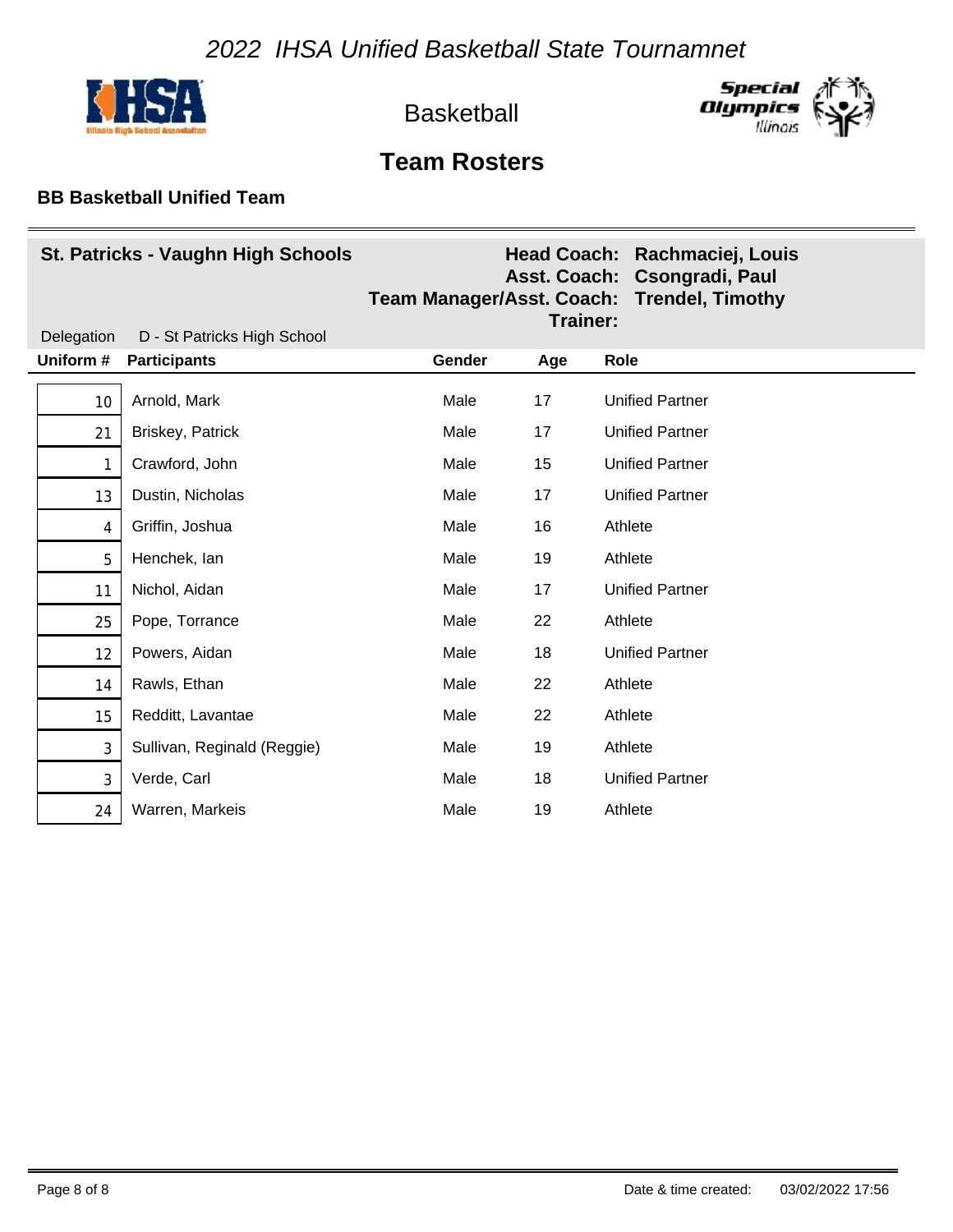# 2022 IHSA Unified Basketball State Tournamnet

Basketball

## Team Rosters

### BB Basketball Unified Team

**St. Patricks - Vaughn High Schools**

**Head Coach:** Rachmaciej, Louis
**Asst. Coach:** Csongradi, Paul
**Team Manager/Asst. Coach:** Trendel, Timothy
**Trainer:**

Delegation D - St Patricks High School

| Uniform # | Participants | Gender | Age | Role |
|---|---|---|---|---|
| 10 | Arnold, Mark | Male | 17 | Unified Partner |
| 21 | Briskey, Patrick | Male | 17 | Unified Partner |
| 1 | Crawford, John | Male | 15 | Unified Partner |
| 13 | Dustin, Nicholas | Male | 17 | Unified Partner |
| 4 | Griffin, Joshua | Male | 16 | Athlete |
| 5 | Henchek, Ian | Male | 19 | Athlete |
| 11 | Nichol, Aidan | Male | 17 | Unified Partner |
| 25 | Pope, Torrance | Male | 22 | Athlete |
| 12 | Powers, Aidan | Male | 18 | Unified Partner |
| 14 | Rawls, Ethan | Male | 22 | Athlete |
| 15 | Redditt, Lavantae | Male | 22 | Athlete |
| 3 | Sullivan, Reginald (Reggie) | Male | 19 | Athlete |
| 3 | Verde, Carl | Male | 18 | Unified Partner |
| 24 | Warren, Markeis | Male | 19 | Athlete |

Date & time created: 03/02/2022 17:56